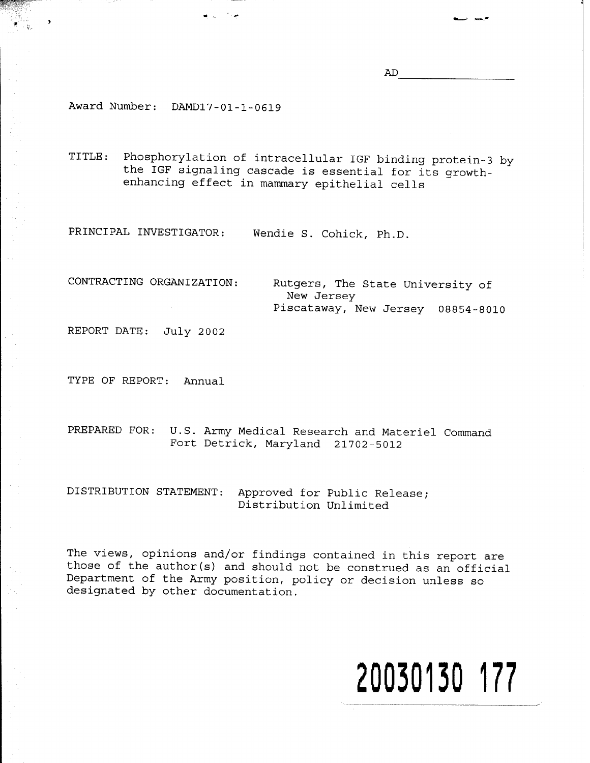AD\_\_\_\_\_\_\_\_\_\_\_\_\_\_\_\_

Award Number: DAMD17-01-1-0619

TITLE: Phosphorylation of intracellular IGF binding protein-3 by the IGF signaling cascade is essential for its growth-enhancing effect in mammary epithelial cells

PRINCIPAL INVESTIGATOR: Wendie S. Cohick, Ph.D.

CONTRACTING ORGANIZATION: Rutgers, The State University of New Jersey
Piscataway, New Jersey 08854-8010

REPORT DATE: July 2002

TYPE OF REPORT: Annual

PREPARED FOR: U.S. Army Medical Research and Materiel Command
Fort Detrick, Maryland 21702-5012

DISTRIBUTION STATEMENT: Approved for Public Release;
Distribution Unlimited

The views, opinions and/or findings contained in this report are those of the author(s) and should not be construed as an official Department of the Army position, policy or decision unless so designated by other documentation.

20030130 177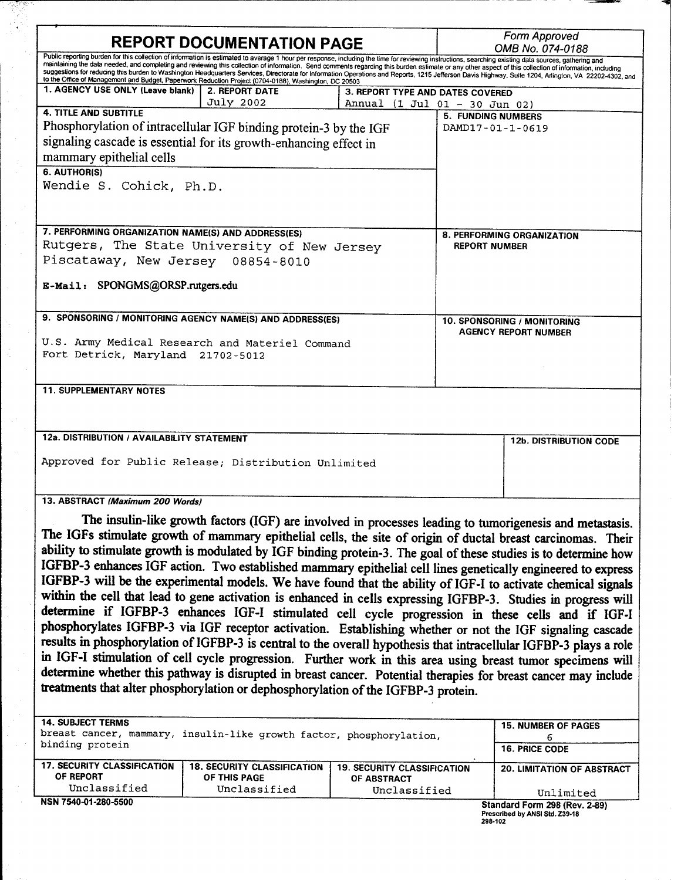# REPORT DOCUMENTATION PAGE

*Form Approved*
*OMB No. 074-0188*

Public reporting burden for this collection of information is estimated to average 1 hour per response, including the time for reviewing instructions, searching existing data sources, gathering and maintaining the data needed, and completing and reviewing this collection of information. Send comments regarding this burden estimate or any other aspect of this collection of information, including suggestions for reducing this burden to Washington Headquarters Services, Directorate for Information Operations and Reports, 1215 Jefferson Davis Highway, Suite 1204, Arlington, VA 22202-4302, and to the Office of Management and Budget, Paperwork Reduction Project (0704-0188), Washington, DC 20503

| 1. AGENCY USE ONLY (Leave blank) | 2. REPORT DATE | 3. REPORT TYPE AND DATES COVERED |
|---|---|---|
| | July 2002 | Annual (1 Jul 01 - 30 Jun 02) |

**4. TITLE AND SUBTITLE**
Phosphorylation of intracellular IGF binding protein-3 by the IGF signaling cascade is essential for its growth-enhancing effect in mammary epithelial cells

**5. FUNDING NUMBERS**
DAMD17-01-1-0619

**6. AUTHOR(S)**
Wendie S. Cohick, Ph.D.

**7. PERFORMING ORGANIZATION NAME(S) AND ADDRESS(ES)**
Rutgers, The State University of New Jersey
Piscataway, New Jersey 08854-8010

**E-Mail:** SPONGMS@ORSP.rutgers.edu

**8. PERFORMING ORGANIZATION REPORT NUMBER**

**9. SPONSORING / MONITORING AGENCY NAME(S) AND ADDRESS(ES)**
U.S. Army Medical Research and Materiel Command
Fort Detrick, Maryland 21702-5012

**10. SPONSORING / MONITORING AGENCY REPORT NUMBER**

**11. SUPPLEMENTARY NOTES**

**12a. DISTRIBUTION / AVAILABILITY STATEMENT**
Approved for Public Release; Distribution Unlimited

**12b. DISTRIBUTION CODE**

**13. ABSTRACT** *(Maximum 200 Words)*

The insulin-like growth factors (IGF) are involved in processes leading to tumorigenesis and metastasis. The IGFs stimulate growth of mammary epithelial cells, the site of origin of ductal breast carcinomas. Their ability to stimulate growth is modulated by IGF binding protein-3. The goal of these studies is to determine how IGFBP-3 enhances IGF action. Two established mammary epithelial cell lines genetically engineered to express IGFBP-3 will be the experimental models. We have found that the ability of IGF-I to activate chemical signals within the cell that lead to gene activation is enhanced in cells expressing IGFBP-3. Studies in progress will determine if IGFBP-3 enhances IGF-I stimulated cell cycle progression in these cells and if IGF-I phosphorylates IGFBP-3 via IGF receptor activation. Establishing whether or not the IGF signaling cascade results in phosphorylation of IGFBP-3 is central to the overall hypothesis that intracellular IGFBP-3 plays a role in IGF-I stimulation of cell cycle progression. Further work in this area using breast tumor specimens will determine whether this pathway is disrupted in breast cancer. Potential therapies for breast cancer may include treatments that alter phosphorylation or dephosphorylation of the IGFBP-3 protein.

**14. SUBJECT TERMS**
breast cancer, mammary, insulin-like growth factor, phosphorylation, binding protein

**15. NUMBER OF PAGES**
6

**16. PRICE CODE**

| 17. SECURITY CLASSIFICATION OF REPORT | 18. SECURITY CLASSIFICATION OF THIS PAGE | 19. SECURITY CLASSIFICATION OF ABSTRACT | 20. LIMITATION OF ABSTRACT |
|---|---|---|---|
| Unclassified | Unclassified | Unclassified | Unlimited |

NSN 7540-01-280-5500

Standard Form 298 (Rev. 2-89)
Prescribed by ANSI Std. Z39-18
298-102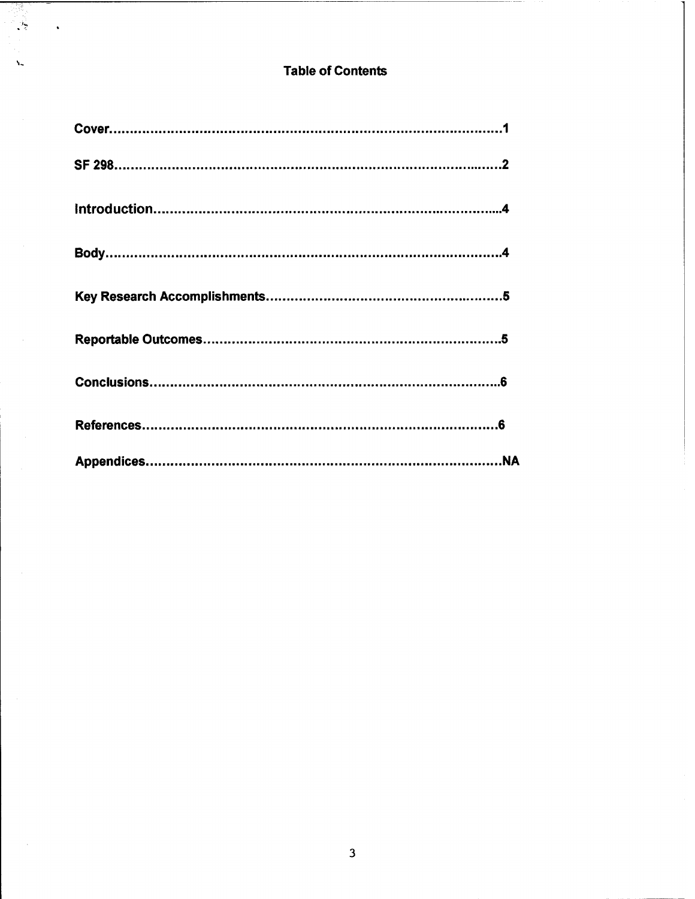# Table of Contents

| | |
|---|---|
| **Cover** | **1** |
| **SF 298** | **2** |
| **Introduction** | **4** |
| **Body** | **4** |
| **Key Research Accomplishments** | **5** |
| **Reportable Outcomes** | **5** |
| **Conclusions** | **6** |
| **References** | **6** |
| **Appendices** | **NA** |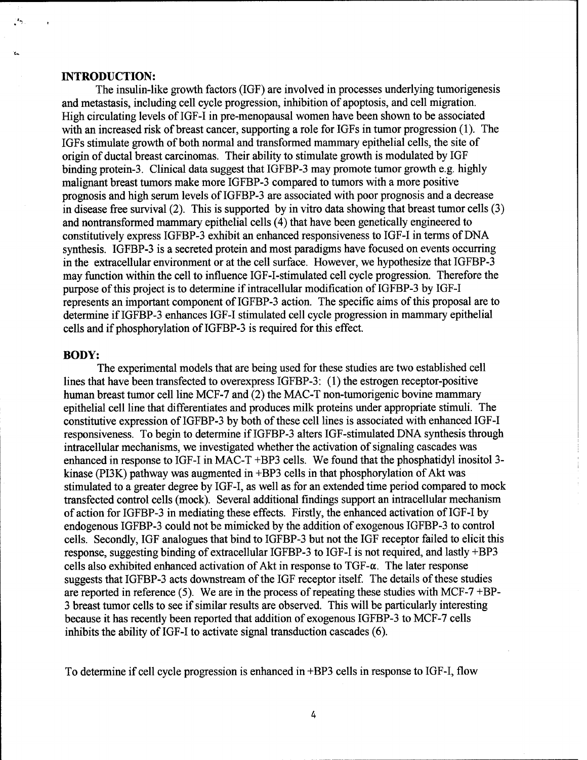## INTRODUCTION:

The insulin-like growth factors (IGF) are involved in processes underlying tumorigenesis and metastasis, including cell cycle progression, inhibition of apoptosis, and cell migration. High circulating levels of IGF-I in pre-menopausal women have been shown to be associated with an increased risk of breast cancer, supporting a role for IGFs in tumor progression (1). The IGFs stimulate growth of both normal and transformed mammary epithelial cells, the site of origin of ductal breast carcinomas. Their ability to stimulate growth is modulated by IGF binding protein-3. Clinical data suggest that IGFBP-3 may promote tumor growth e.g. highly malignant breast tumors make more IGFBP-3 compared to tumors with a more positive prognosis and high serum levels of IGFBP-3 are associated with poor prognosis and a decrease in disease free survival (2). This is supported by in vitro data showing that breast tumor cells (3) and nontransformed mammary epithelial cells (4) that have been genetically engineered to constitutively express IGFBP-3 exhibit an enhanced responsiveness to IGF-I in terms of DNA synthesis. IGFBP-3 is a secreted protein and most paradigms have focused on events occurring in the extracellular environment or at the cell surface. However, we hypothesize that IGFBP-3 may function within the cell to influence IGF-I-stimulated cell cycle progression. Therefore the purpose of this project is to determine if intracellular modification of IGFBP-3 by IGF-I represents an important component of IGFBP-3 action. The specific aims of this proposal are to determine if IGFBP-3 enhances IGF-I stimulated cell cycle progression in mammary epithelial cells and if phosphorylation of IGFBP-3 is required for this effect.

## BODY:

The experimental models that are being used for these studies are two established cell lines that have been transfected to overexpress IGFBP-3: (1) the estrogen receptor-positive human breast tumor cell line MCF-7 and (2) the MAC-T non-tumorigenic bovine mammary epithelial cell line that differentiates and produces milk proteins under appropriate stimuli. The constitutive expression of IGFBP-3 by both of these cell lines is associated with enhanced IGF-I responsiveness. To begin to determine if IGFBP-3 alters IGF-stimulated DNA synthesis through intracellular mechanisms, we investigated whether the activation of signaling cascades was enhanced in response to IGF-I in MAC-T +BP3 cells. We found that the phosphatidyl inositol 3-kinase (PI3K) pathway was augmented in +BP3 cells in that phosphorylation of Akt was stimulated to a greater degree by IGF-I, as well as for an extended time period compared to mock transfected control cells (mock). Several additional findings support an intracellular mechanism of action for IGFBP-3 in mediating these effects. Firstly, the enhanced activation of IGF-I by endogenous IGFBP-3 could not be mimicked by the addition of exogenous IGFBP-3 to control cells. Secondly, IGF analogues that bind to IGFBP-3 but not the IGF receptor failed to elicit this response, suggesting binding of extracellular IGFBP-3 to IGF-I is not required, and lastly +BP3 cells also exhibited enhanced activation of Akt in response to TGF-$\alpha$. The later response suggests that IGFBP-3 acts downstream of the IGF receptor itself. The details of these studies are reported in reference (5). We are in the process of repeating these studies with MCF-7 +BP-3 breast tumor cells to see if similar results are observed. This will be particularly interesting because it has recently been reported that addition of exogenous IGFBP-3 to MCF-7 cells inhibits the ability of IGF-I to activate signal transduction cascades (6).

To determine if cell cycle progression is enhanced in +BP3 cells in response to IGF-I, flow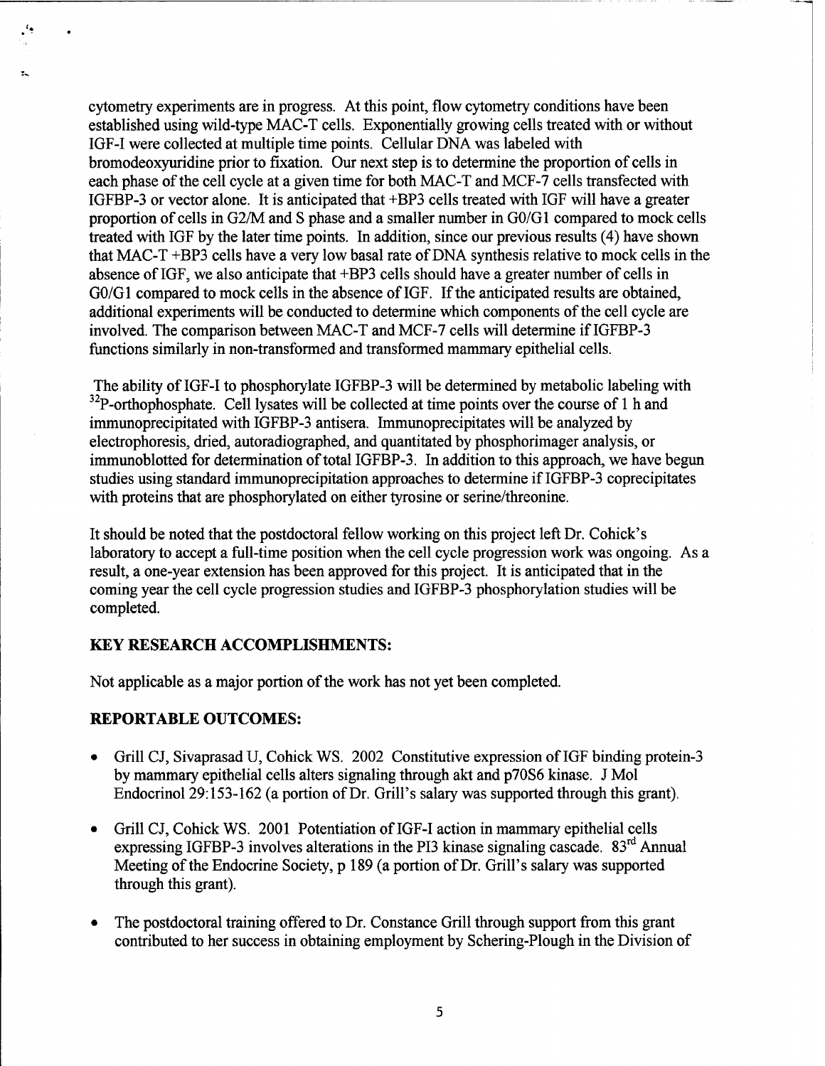cytometry experiments are in progress. At this point, flow cytometry conditions have been established using wild-type MAC-T cells. Exponentially growing cells treated with or without IGF-I were collected at multiple time points. Cellular DNA was labeled with bromodeoxyuridine prior to fixation. Our next step is to determine the proportion of cells in each phase of the cell cycle at a given time for both MAC-T and MCF-7 cells transfected with IGFBP-3 or vector alone. It is anticipated that +BP3 cells treated with IGF will have a greater proportion of cells in G2/M and S phase and a smaller number in G0/G1 compared to mock cells treated with IGF by the later time points. In addition, since our previous results (4) have shown that MAC-T +BP3 cells have a very low basal rate of DNA synthesis relative to mock cells in the absence of IGF, we also anticipate that +BP3 cells should have a greater number of cells in G0/G1 compared to mock cells in the absence of IGF. If the anticipated results are obtained, additional experiments will be conducted to determine which components of the cell cycle are involved. The comparison between MAC-T and MCF-7 cells will determine if IGFBP-3 functions similarly in non-transformed and transformed mammary epithelial cells.

The ability of IGF-I to phosphorylate IGFBP-3 will be determined by metabolic labeling with $^{32}$P-orthophosphate. Cell lysates will be collected at time points over the course of 1 h and immunoprecipitated with IGFBP-3 antisera. Immunoprecipitates will be analyzed by electrophoresis, dried, autoradiographed, and quantitated by phosphorimager analysis, or immunoblotted for determination of total IGFBP-3. In addition to this approach, we have begun studies using standard immunoprecipitation approaches to determine if IGFBP-3 coprecipitates with proteins that are phosphorylated on either tyrosine or serine/threonine.

It should be noted that the postdoctoral fellow working on this project left Dr. Cohick's laboratory to accept a full-time position when the cell cycle progression work was ongoing. As a result, a one-year extension has been approved for this project. It is anticipated that in the coming year the cell cycle progression studies and IGFBP-3 phosphorylation studies will be completed.

## KEY RESEARCH ACCOMPLISHMENTS:

Not applicable as a major portion of the work has not yet been completed.

## REPORTABLE OUTCOMES:

- Grill CJ, Sivaprasad U, Cohick WS. 2002 Constitutive expression of IGF binding protein-3 by mammary epithelial cells alters signaling through akt and p70S6 kinase. J Mol Endocrinol 29:153-162 (a portion of Dr. Grill's salary was supported through this grant).
- Grill CJ, Cohick WS. 2001 Potentiation of IGF-I action in mammary epithelial cells expressing IGFBP-3 involves alterations in the PI3 kinase signaling cascade. 83rd Annual Meeting of the Endocrine Society, p 189 (a portion of Dr. Grill's salary was supported through this grant).
- The postdoctoral training offered to Dr. Constance Grill through support from this grant contributed to her success in obtaining employment by Schering-Plough in the Division of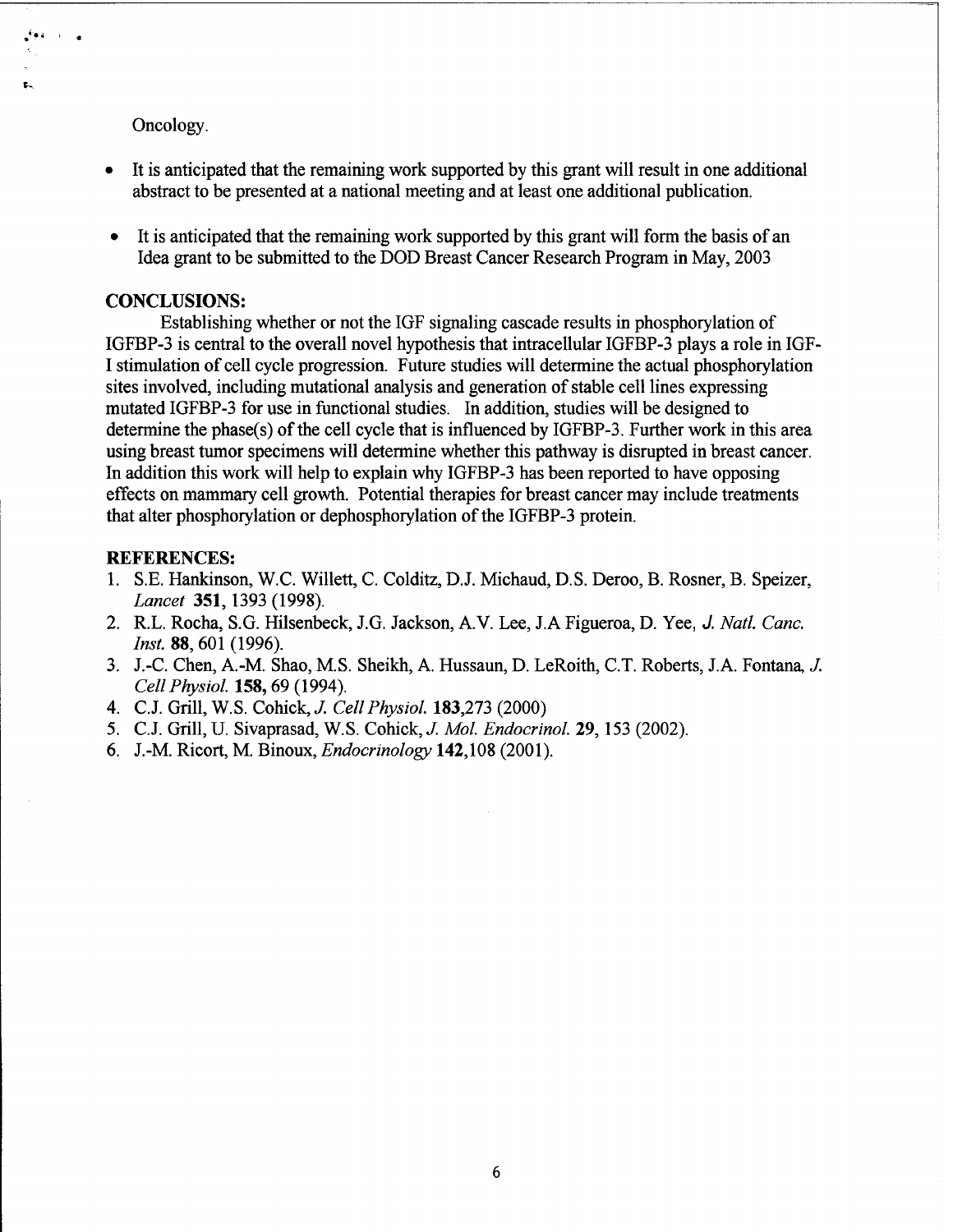Oncology.

- It is anticipated that the remaining work supported by this grant will result in one additional abstract to be presented at a national meeting and at least one additional publication.

- It is anticipated that the remaining work supported by this grant will form the basis of an Idea grant to be submitted to the DOD Breast Cancer Research Program in May, 2003

## CONCLUSIONS:

Establishing whether or not the IGF signaling cascade results in phosphorylation of IGFBP-3 is central to the overall novel hypothesis that intracellular IGFBP-3 plays a role in IGF-I stimulation of cell cycle progression. Future studies will determine the actual phosphorylation sites involved, including mutational analysis and generation of stable cell lines expressing mutated IGFBP-3 for use in functional studies. In addition, studies will be designed to determine the phase(s) of the cell cycle that is influenced by IGFBP-3. Further work in this area using breast tumor specimens will determine whether this pathway is disrupted in breast cancer. In addition this work will help to explain why IGFBP-3 has been reported to have opposing effects on mammary cell growth. Potential therapies for breast cancer may include treatments that alter phosphorylation or dephosphorylation of the IGFBP-3 protein.

## REFERENCES:

1. S.E. Hankinson, W.C. Willett, C. Colditz, D.J. Michaud, D.S. Deroo, B. Rosner, B. Speizer, *Lancet* **351**, 1393 (1998).
2. R.L. Rocha, S.G. Hilsenbeck, J.G. Jackson, A.V. Lee, J.A Figueroa, D. Yee, *J. Natl. Canc. Inst.* **88**, 601 (1996).
3. J.-C. Chen, A.-M. Shao, M.S. Sheikh, A. Hussaun, D. LeRoith, C.T. Roberts, J.A. Fontana, *J. Cell Physiol.* **158,** 69 (1994).
4. C.J. Grill, W.S. Cohick, *J. Cell Physiol.* **183**,273 (2000)
5. C.J. Grill, U. Sivaprasad, W.S. Cohick, *J. Mol. Endocrinol.* **29**, 153 (2002).
6. J.-M. Ricort, M. Binoux, *Endocrinology* **142**,108 (2001).